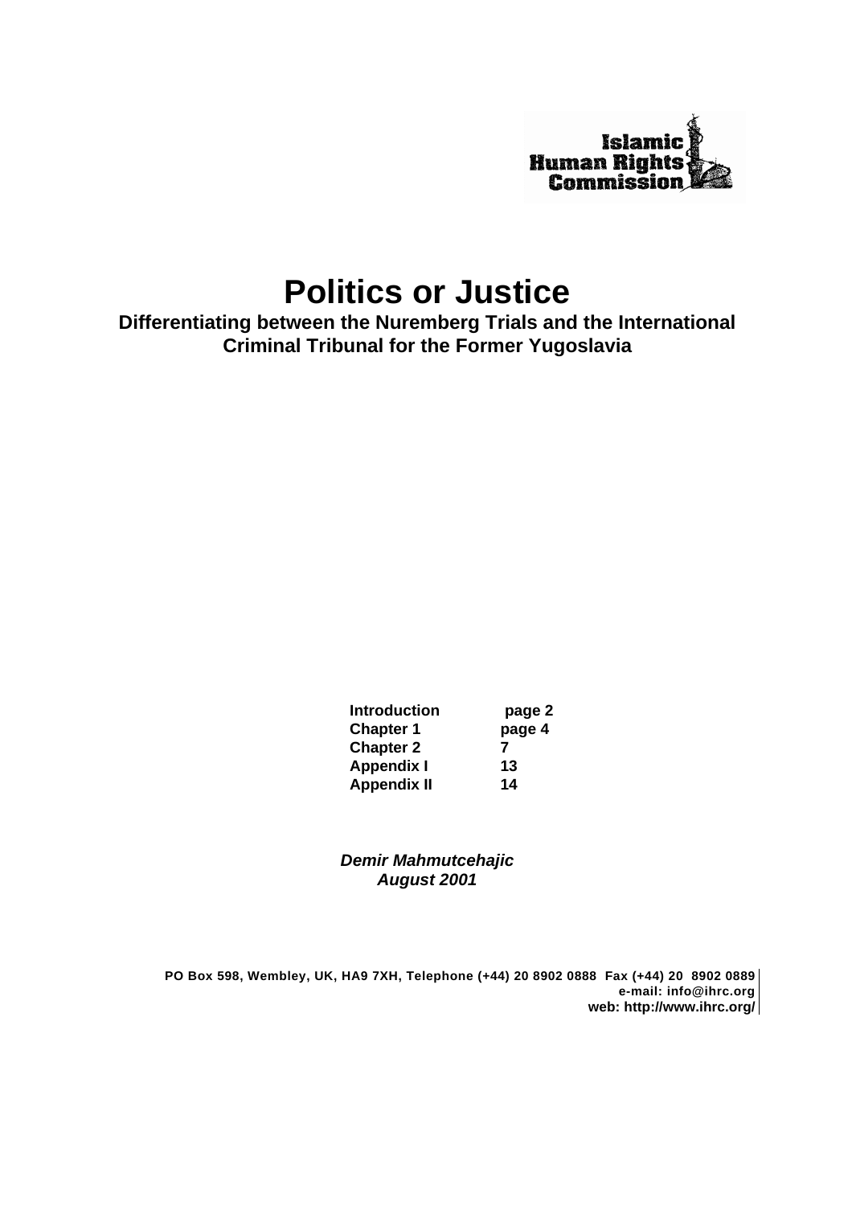Islamic Human Rights Commission

# Politics or Justice

## Differentiating between the Nuremberg Trials and the International Criminal Tribunal for the Former Yugoslavia

| | |
|---|---|
| **Introduction** | **page 2** |
| **Chapter 1** | **page 4** |
| **Chapter 2** | **7** |
| **Appendix I** | **13** |
| **Appendix II** | **14** |

***Demir Mahmutcehajic***
***August 2001***

**PO Box 598, Wembley, UK, HA9 7XH, Telephone (+44) 20 8902 0888 Fax (+44) 20 8902 0889**
**e-mail: info@ihrc.org**
**web: http://www.ihrc.org/**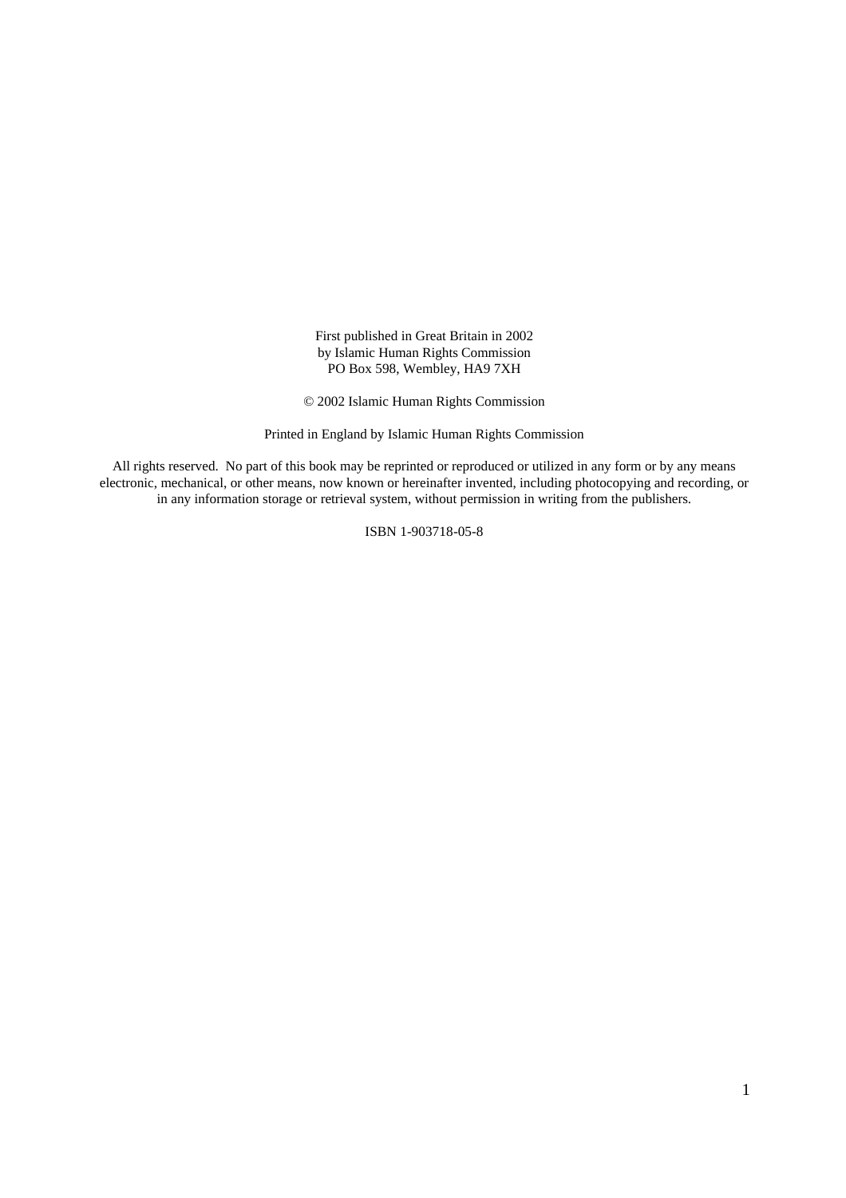First published in Great Britain in 2002
by Islamic Human Rights Commission
PO Box 598, Wembley, HA9 7XH

© 2002 Islamic Human Rights Commission

Printed in England by Islamic Human Rights Commission

All rights reserved. No part of this book may be reprinted or reproduced or utilized in any form or by any means electronic, mechanical, or other means, now known or hereinafter invented, including photocopying and recording, or in any information storage or retrieval system, without permission in writing from the publishers.

ISBN 1-903718-05-8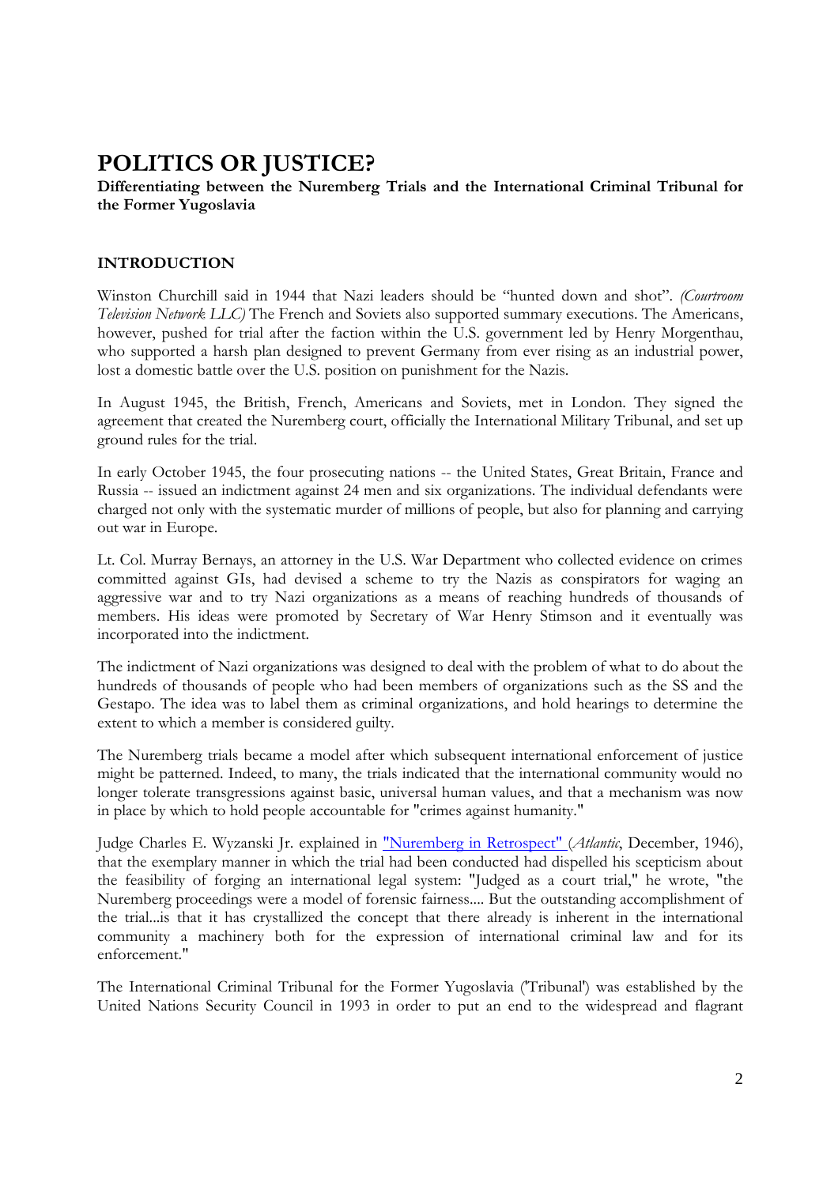# POLITICS OR JUSTICE?

**Differentiating between the Nuremberg Trials and the International Criminal Tribunal for the Former Yugoslavia**

## INTRODUCTION

Winston Churchill said in 1944 that Nazi leaders should be "hunted down and shot". *(Courtroom Television Network LLC)* The French and Soviets also supported summary executions. The Americans, however, pushed for trial after the faction within the U.S. government led by Henry Morgenthau, who supported a harsh plan designed to prevent Germany from ever rising as an industrial power, lost a domestic battle over the U.S. position on punishment for the Nazis.

In August 1945, the British, French, Americans and Soviets, met in London. They signed the agreement that created the Nuremberg court, officially the International Military Tribunal, and set up ground rules for the trial.

In early October 1945, the four prosecuting nations -- the United States, Great Britain, France and Russia -- issued an indictment against 24 men and six organizations. The individual defendants were charged not only with the systematic murder of millions of people, but also for planning and carrying out war in Europe.

Lt. Col. Murray Bernays, an attorney in the U.S. War Department who collected evidence on crimes committed against GIs, had devised a scheme to try the Nazis as conspirators for waging an aggressive war and to try Nazi organizations as a means of reaching hundreds of thousands of members. His ideas were promoted by Secretary of War Henry Stimson and it eventually was incorporated into the indictment.

The indictment of Nazi organizations was designed to deal with the problem of what to do about the hundreds of thousands of people who had been members of organizations such as the SS and the Gestapo. The idea was to label them as criminal organizations, and hold hearings to determine the extent to which a member is considered guilty.

The Nuremberg trials became a model after which subsequent international enforcement of justice might be patterned. Indeed, to many, the trials indicated that the international community would no longer tolerate transgressions against basic, universal human values, and that a mechanism was now in place by which to hold people accountable for "crimes against humanity."

Judge Charles E. Wyzanski Jr. explained in "Nuremberg in Retrospect" (*Atlantic*, December, 1946), that the exemplary manner in which the trial had been conducted had dispelled his scepticism about the feasibility of forging an international legal system: "Judged as a court trial," he wrote, "the Nuremberg proceedings were a model of forensic fairness.... But the outstanding accomplishment of the trial...is that it has crystallized the concept that there already is inherent in the international community a machinery both for the expression of international criminal law and for its enforcement."

The International Criminal Tribunal for the Former Yugoslavia ('Tribunal') was established by the United Nations Security Council in 1993 in order to put an end to the widespread and flagrant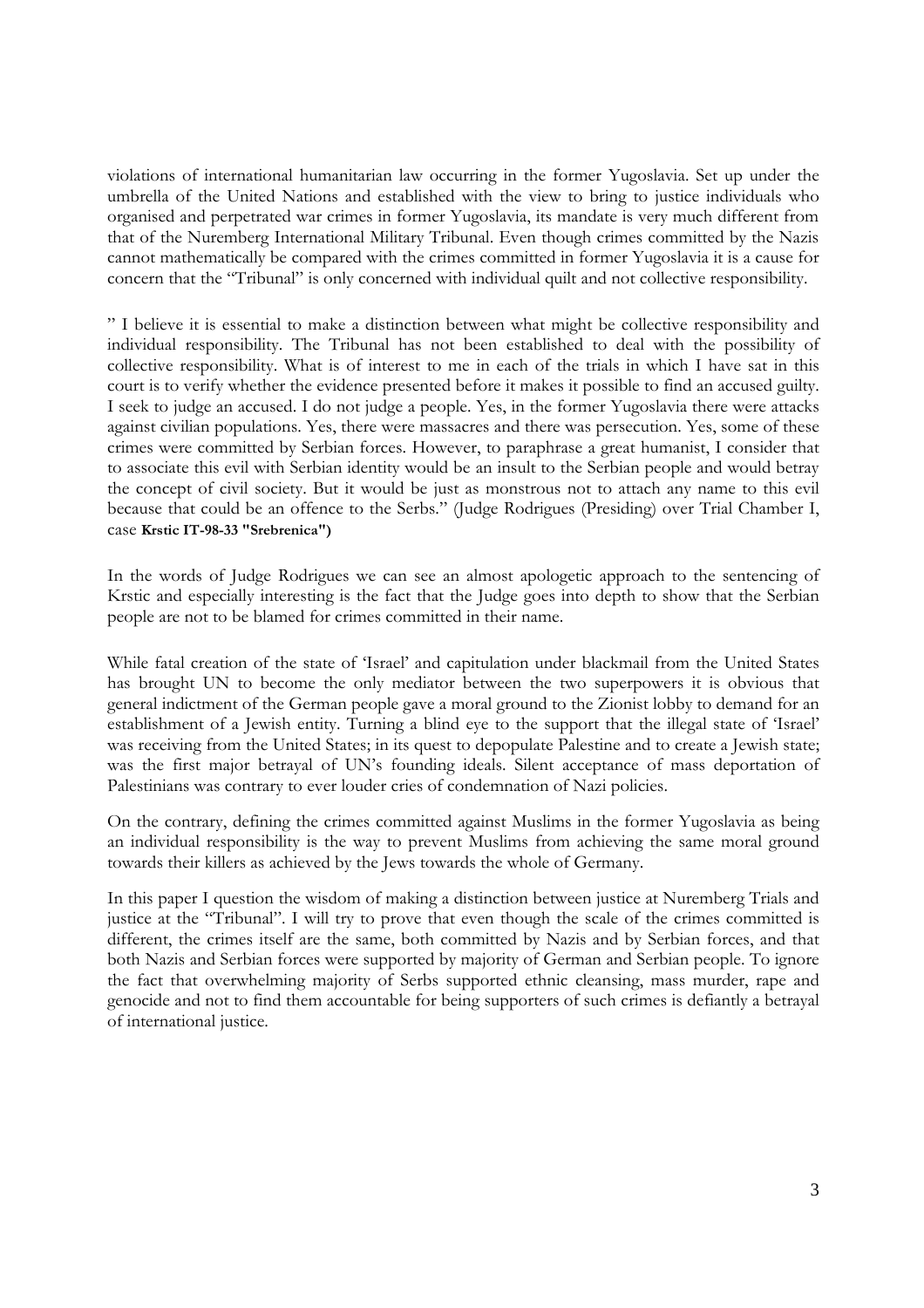violations of international humanitarian law occurring in the former Yugoslavia. Set up under the umbrella of the United Nations and established with the view to bring to justice individuals who organised and perpetrated war crimes in former Yugoslavia, its mandate is very much different from that of the Nuremberg International Military Tribunal. Even though crimes committed by the Nazis cannot mathematically be compared with the crimes committed in former Yugoslavia it is a cause for concern that the "Tribunal" is only concerned with individual quilt and not collective responsibility.

" I believe it is essential to make a distinction between what might be collective responsibility and individual responsibility. The Tribunal has not been established to deal with the possibility of collective responsibility. What is of interest to me in each of the trials in which I have sat in this court is to verify whether the evidence presented before it makes it possible to find an accused guilty. I seek to judge an accused. I do not judge a people. Yes, in the former Yugoslavia there were attacks against civilian populations. Yes, there were massacres and there was persecution. Yes, some of these crimes were committed by Serbian forces. However, to paraphrase a great humanist, I consider that to associate this evil with Serbian identity would be an insult to the Serbian people and would betray the concept of civil society. But it would be just as monstrous not to attach any name to this evil because that could be an offence to the Serbs." (Judge Rodrigues (Presiding) over Trial Chamber I, case **Krstic IT-98-33 "Srebrenica")**

In the words of Judge Rodrigues we can see an almost apologetic approach to the sentencing of Krstic and especially interesting is the fact that the Judge goes into depth to show that the Serbian people are not to be blamed for crimes committed in their name.

While fatal creation of the state of 'Israel' and capitulation under blackmail from the United States has brought UN to become the only mediator between the two superpowers it is obvious that general indictment of the German people gave a moral ground to the Zionist lobby to demand for an establishment of a Jewish entity. Turning a blind eye to the support that the illegal state of 'Israel' was receiving from the United States; in its quest to depopulate Palestine and to create a Jewish state; was the first major betrayal of UN's founding ideals. Silent acceptance of mass deportation of Palestinians was contrary to ever louder cries of condemnation of Nazi policies.

On the contrary, defining the crimes committed against Muslims in the former Yugoslavia as being an individual responsibility is the way to prevent Muslims from achieving the same moral ground towards their killers as achieved by the Jews towards the whole of Germany.

In this paper I question the wisdom of making a distinction between justice at Nuremberg Trials and justice at the "Tribunal". I will try to prove that even though the scale of the crimes committed is different, the crimes itself are the same, both committed by Nazis and by Serbian forces, and that both Nazis and Serbian forces were supported by majority of German and Serbian people. To ignore the fact that overwhelming majority of Serbs supported ethnic cleansing, mass murder, rape and genocide and not to find them accountable for being supporters of such crimes is defiantly a betrayal of international justice.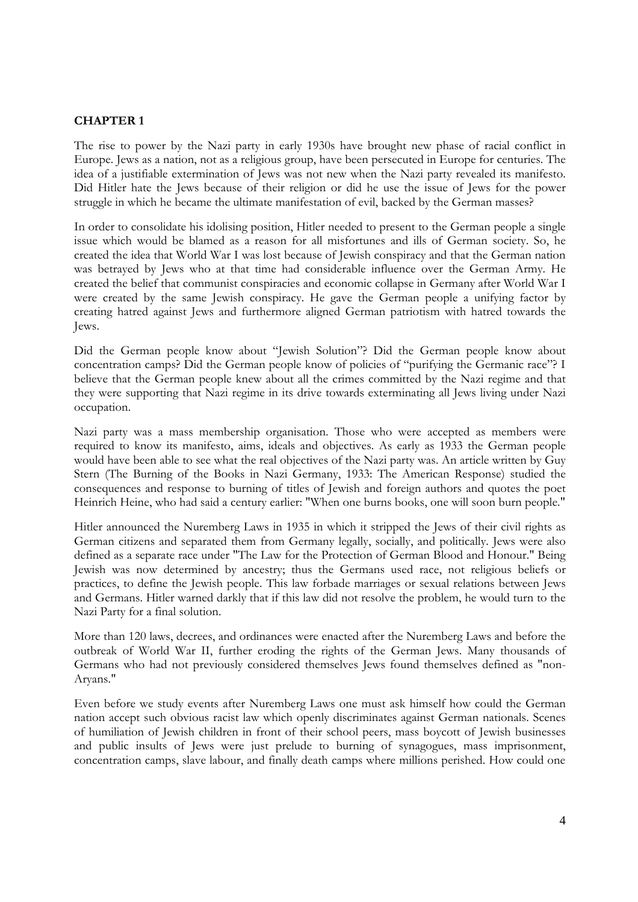## CHAPTER 1

The rise to power by the Nazi party in early 1930s have brought new phase of racial conflict in Europe. Jews as a nation, not as a religious group, have been persecuted in Europe for centuries. The idea of a justifiable extermination of Jews was not new when the Nazi party revealed its manifesto. Did Hitler hate the Jews because of their religion or did he use the issue of Jews for the power struggle in which he became the ultimate manifestation of evil, backed by the German masses?

In order to consolidate his idolising position, Hitler needed to present to the German people a single issue which would be blamed as a reason for all misfortunes and ills of German society. So, he created the idea that World War I was lost because of Jewish conspiracy and that the German nation was betrayed by Jews who at that time had considerable influence over the German Army. He created the belief that communist conspiracies and economic collapse in Germany after World War I were created by the same Jewish conspiracy. He gave the German people a unifying factor by creating hatred against Jews and furthermore aligned German patriotism with hatred towards the Jews.

Did the German people know about "Jewish Solution"? Did the German people know about concentration camps? Did the German people know of policies of "purifying the Germanic race"? I believe that the German people knew about all the crimes committed by the Nazi regime and that they were supporting that Nazi regime in its drive towards exterminating all Jews living under Nazi occupation.

Nazi party was a mass membership organisation. Those who were accepted as members were required to know its manifesto, aims, ideals and objectives. As early as 1933 the German people would have been able to see what the real objectives of the Nazi party was. An article written by Guy Stern (The Burning of the Books in Nazi Germany, 1933: The American Response) studied the consequences and response to burning of titles of Jewish and foreign authors and quotes the poet Heinrich Heine, who had said a century earlier: "When one burns books, one will soon burn people."

Hitler announced the Nuremberg Laws in 1935 in which it stripped the Jews of their civil rights as German citizens and separated them from Germany legally, socially, and politically. Jews were also defined as a separate race under "The Law for the Protection of German Blood and Honour." Being Jewish was now determined by ancestry; thus the Germans used race, not religious beliefs or practices, to define the Jewish people. This law forbade marriages or sexual relations between Jews and Germans. Hitler warned darkly that if this law did not resolve the problem, he would turn to the Nazi Party for a final solution.

More than 120 laws, decrees, and ordinances were enacted after the Nuremberg Laws and before the outbreak of World War II, further eroding the rights of the German Jews. Many thousands of Germans who had not previously considered themselves Jews found themselves defined as "non-Aryans."

Even before we study events after Nuremberg Laws one must ask himself how could the German nation accept such obvious racist law which openly discriminates against German nationals. Scenes of humiliation of Jewish children in front of their school peers, mass boycott of Jewish businesses and public insults of Jews were just prelude to burning of synagogues, mass imprisonment, concentration camps, slave labour, and finally death camps where millions perished. How could one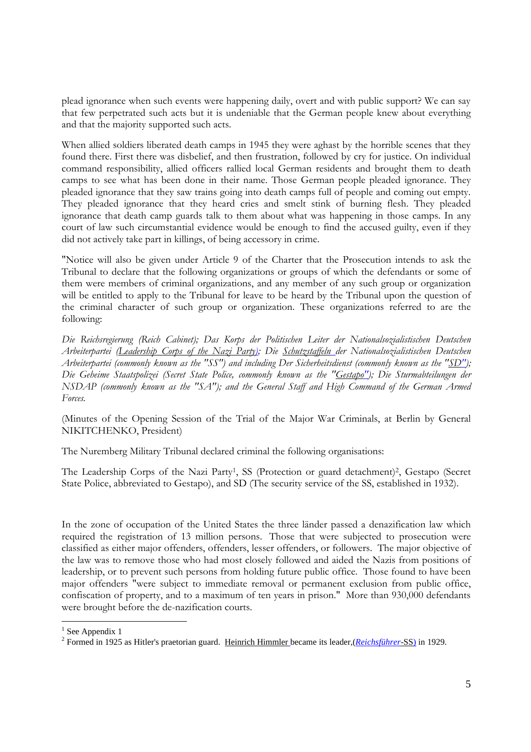plead ignorance when such events were happening daily, overt and with public support? We can say that few perpetrated such acts but it is undeniable that the German people knew about everything and that the majority supported such acts.

When allied soldiers liberated death camps in 1945 they were aghast by the horrible scenes that they found there. First there was disbelief, and then frustration, followed by cry for justice. On individual command responsibility, allied officers rallied local German residents and brought them to death camps to see what has been done in their name. Those German people pleaded ignorance. They pleaded ignorance that they saw trains going into death camps full of people and coming out empty. They pleaded ignorance that they heard cries and smelt stink of burning flesh. They pleaded ignorance that death camp guards talk to them about what was happening in those camps. In any court of law such circumstantial evidence would be enough to find the accused guilty, even if they did not actively take part in killings, of being accessory in crime.

"Notice will also be given under Article 9 of the Charter that the Prosecution intends to ask the Tribunal to declare that the following organizations or groups of which the defendants or some of them were members of criminal organizations, and any member of any such group or organization will be entitled to apply to the Tribunal for leave to be heard by the Tribunal upon the question of the criminal character of such group or organization. These organizations referred to are the following:

*Die Reichsregierung (Reich Cabinet); Das Korps der Politischen Leiter der Nationalsozialistischen Deutschen Arbeiterpartei (Leadership Corps of the Nazi Party); Die Schutzstaffeln der Nationalsozialistischen Deutschen Arbeiterpartei (commonly known as the "SS") and including Der Sicherheitsdienst (commonly known as the "SD"); Die Geheime Staatspolizei (Secret State Police, commonly known as the "Gestapo"); Die Sturmabteilungen der NSDAP (commonly known as the "SA"); and the General Staff and High Command of the German Armed Forces.*

(Minutes of the Opening Session of the Trial of the Major War Criminals, at Berlin by General NIKITCHENKO, President)

The Nuremberg Military Tribunal declared criminal the following organisations:

The Leadership Corps of the Nazi Party[1], SS (Protection or guard detachment)[2], Gestapo (Secret State Police, abbreviated to Gestapo), and SD (The security service of the SS, established in 1932).

In the zone of occupation of the United States the three länder passed a denazification law which required the registration of 13 million persons. Those that were subjected to prosecution were classified as either major offenders, offenders, lesser offenders, or followers. The major objective of the law was to remove those who had most closely followed and aided the Nazis from positions of leadership, or to prevent such persons from holding future public office. Those found to have been major offenders "were subject to immediate removal or permanent exclusion from public office, confiscation of property, and to a maximum of ten years in prison." More than 930,000 defendants were brought before the de-nazification courts.

---

[1] See Appendix 1

[2] Formed in 1925 as Hitler's praetorian guard. Heinrich Himmler became its leader,(*Reichsführer*-SS) in 1929.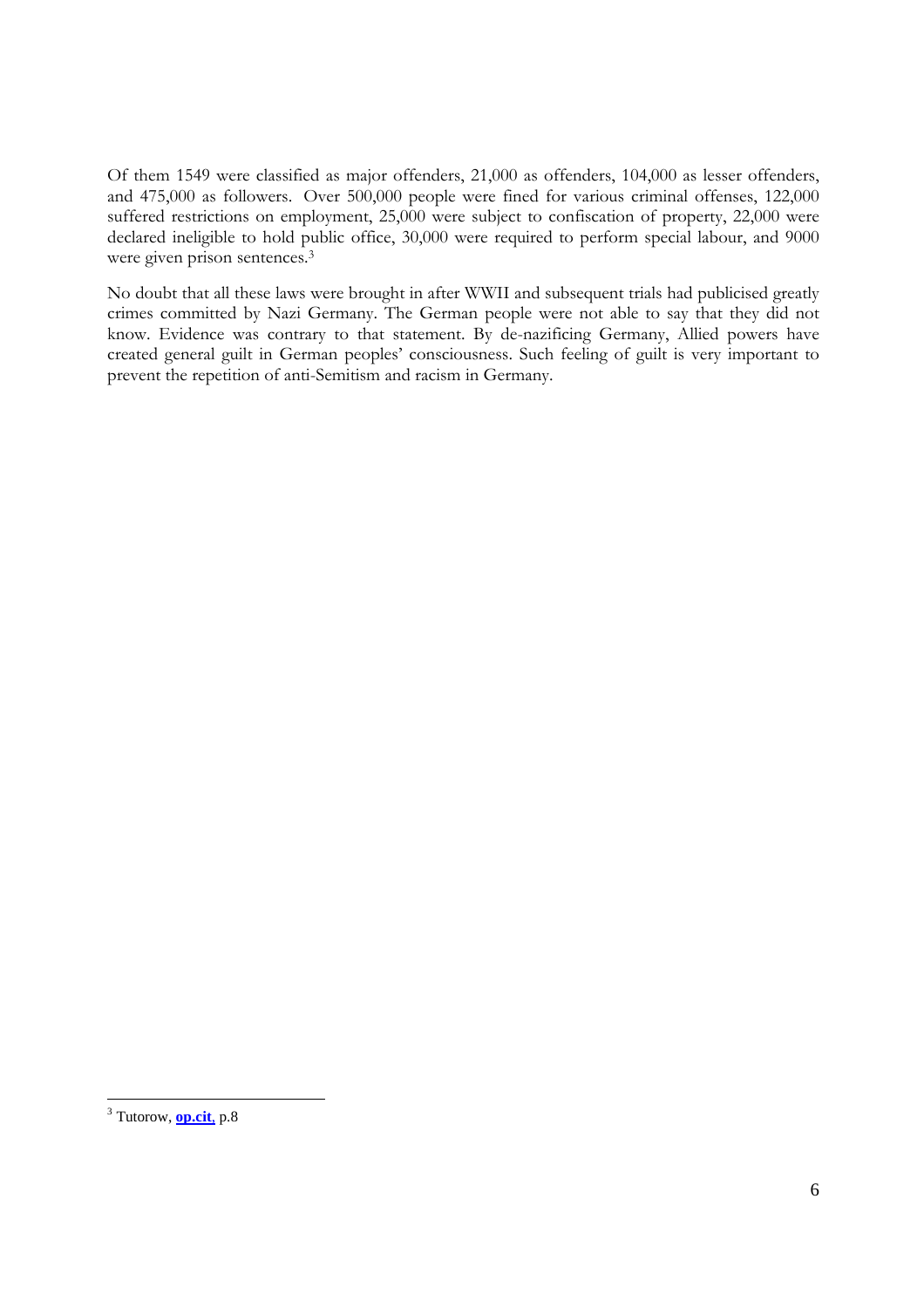Of them 1549 were classified as major offenders, 21,000 as offenders, 104,000 as lesser offenders, and 475,000 as followers. Over 500,000 people were fined for various criminal offenses, 122,000 suffered restrictions on employment, 25,000 were subject to confiscation of property, 22,000 were declared ineligible to hold public office, 30,000 were required to perform special labour, and 9000 were given prison sentences.[3]

No doubt that all these laws were brought in after WWII and subsequent trials had publicised greatly crimes committed by Nazi Germany. The German people were not able to say that they did not know. Evidence was contrary to that statement. By de-nazificing Germany, Allied powers have created general guilt in German peoples' consciousness. Such feeling of guilt is very important to prevent the repetition of anti-Semitism and racism in Germany.

[3] Tutorow, **op.cit**, p.8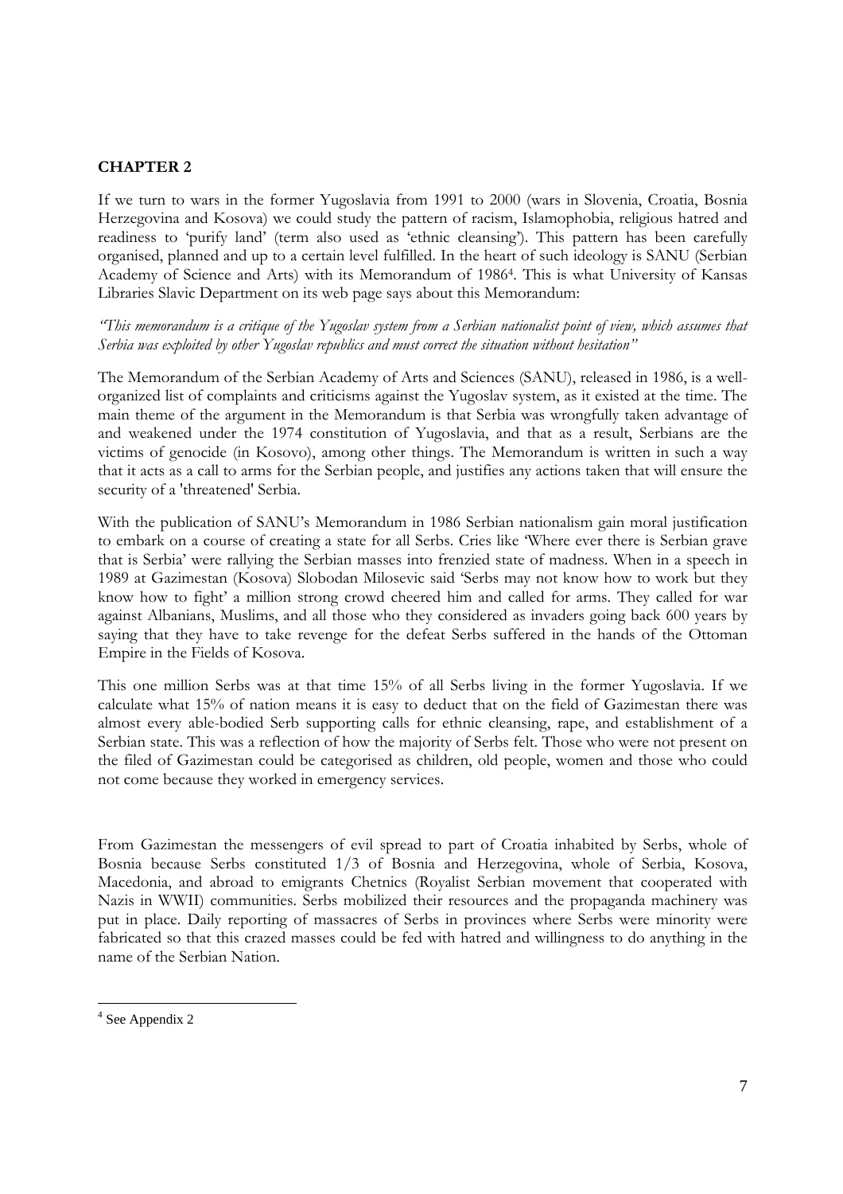## CHAPTER 2

If we turn to wars in the former Yugoslavia from 1991 to 2000 (wars in Slovenia, Croatia, Bosnia Herzegovina and Kosova) we could study the pattern of racism, Islamophobia, religious hatred and readiness to 'purify land' (term also used as 'ethnic cleansing'). This pattern has been carefully organised, planned and up to a certain level fulfilled. In the heart of such ideology is SANU (Serbian Academy of Science and Arts) with its Memorandum of 1986[4]. This is what University of Kansas Libraries Slavic Department on its web page says about this Memorandum:

*"This memorandum is a critique of the Yugoslav system from a Serbian nationalist point of view, which assumes that Serbia was exploited by other Yugoslav republics and must correct the situation without hesitation"*

The Memorandum of the Serbian Academy of Arts and Sciences (SANU), released in 1986, is a well-organized list of complaints and criticisms against the Yugoslav system, as it existed at the time. The main theme of the argument in the Memorandum is that Serbia was wrongfully taken advantage of and weakened under the 1974 constitution of Yugoslavia, and that as a result, Serbians are the victims of genocide (in Kosovo), among other things. The Memorandum is written in such a way that it acts as a call to arms for the Serbian people, and justifies any actions taken that will ensure the security of a 'threatened' Serbia.

With the publication of SANU's Memorandum in 1986 Serbian nationalism gain moral justification to embark on a course of creating a state for all Serbs. Cries like 'Where ever there is Serbian grave that is Serbia' were rallying the Serbian masses into frenzied state of madness. When in a speech in 1989 at Gazimestan (Kosova) Slobodan Milosevic said 'Serbs may not know how to work but they know how to fight' a million strong crowd cheered him and called for arms. They called for war against Albanians, Muslims, and all those who they considered as invaders going back 600 years by saying that they have to take revenge for the defeat Serbs suffered in the hands of the Ottoman Empire in the Fields of Kosova.

This one million Serbs was at that time 15% of all Serbs living in the former Yugoslavia. If we calculate what 15% of nation means it is easy to deduct that on the field of Gazimestan there was almost every able-bodied Serb supporting calls for ethnic cleansing, rape, and establishment of a Serbian state. This was a reflection of how the majority of Serbs felt. Those who were not present on the filed of Gazimestan could be categorised as children, old people, women and those who could not come because they worked in emergency services.

From Gazimestan the messengers of evil spread to part of Croatia inhabited by Serbs, whole of Bosnia because Serbs constituted 1/3 of Bosnia and Herzegovina, whole of Serbia, Kosova, Macedonia, and abroad to emigrants Chetnics (Royalist Serbian movement that cooperated with Nazis in WWII) communities. Serbs mobilized their resources and the propaganda machinery was put in place. Daily reporting of massacres of Serbs in provinces where Serbs were minority were fabricated so that this crazed masses could be fed with hatred and willingness to do anything in the name of the Serbian Nation.

---

[4] See Appendix 2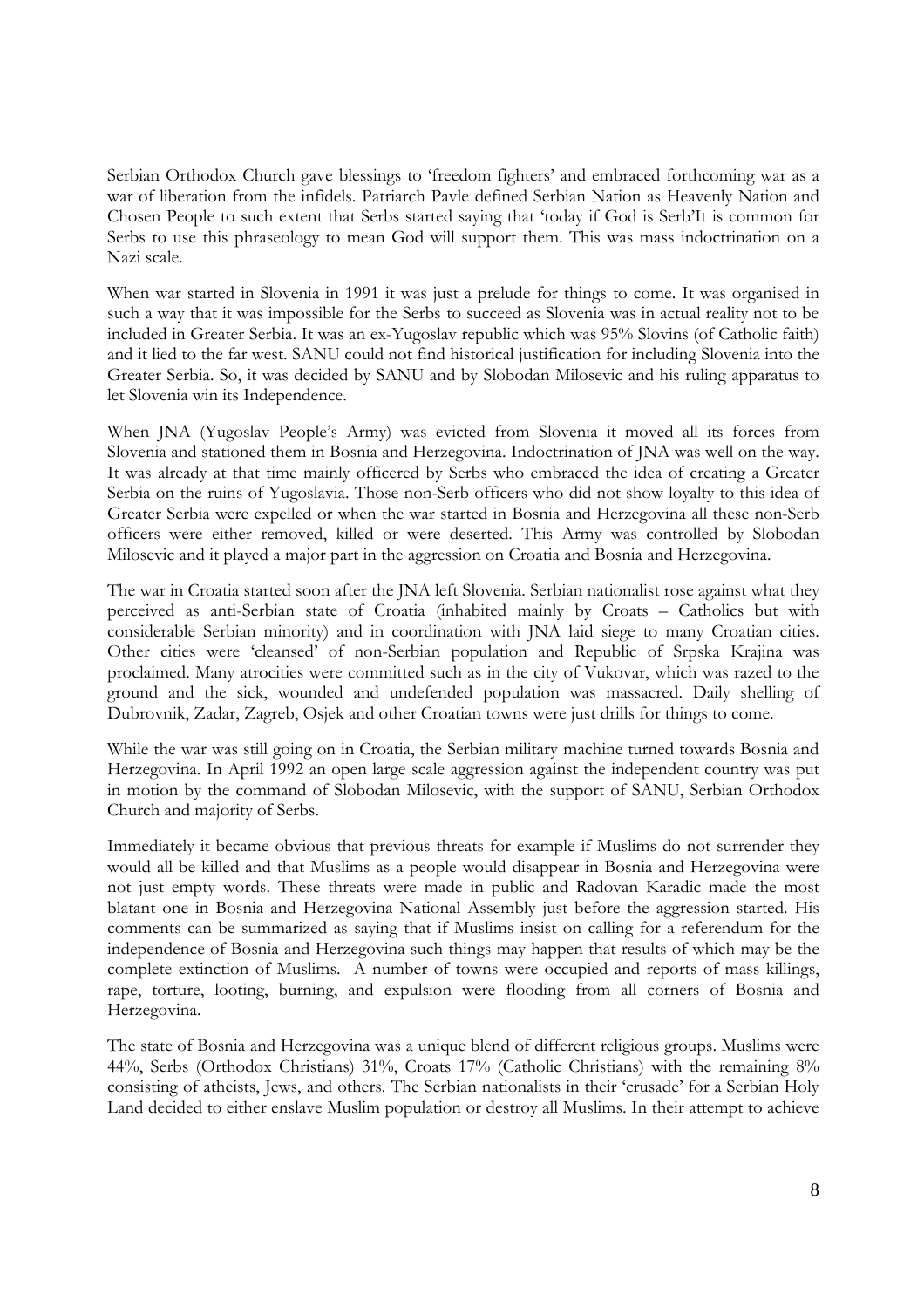Serbian Orthodox Church gave blessings to 'freedom fighters' and embraced forthcoming war as a war of liberation from the infidels. Patriarch Pavle defined Serbian Nation as Heavenly Nation and Chosen People to such extent that Serbs started saying that 'today if God is Serb'It is common for Serbs to use this phraseology to mean God will support them. This was mass indoctrination on a Nazi scale.

When war started in Slovenia in 1991 it was just a prelude for things to come. It was organised in such a way that it was impossible for the Serbs to succeed as Slovenia was in actual reality not to be included in Greater Serbia. It was an ex-Yugoslav republic which was 95% Slovins (of Catholic faith) and it lied to the far west. SANU could not find historical justification for including Slovenia into the Greater Serbia. So, it was decided by SANU and by Slobodan Milosevic and his ruling apparatus to let Slovenia win its Independence.

When JNA (Yugoslav People's Army) was evicted from Slovenia it moved all its forces from Slovenia and stationed them in Bosnia and Herzegovina. Indoctrination of JNA was well on the way. It was already at that time mainly officered by Serbs who embraced the idea of creating a Greater Serbia on the ruins of Yugoslavia. Those non-Serb officers who did not show loyalty to this idea of Greater Serbia were expelled or when the war started in Bosnia and Herzegovina all these non-Serb officers were either removed, killed or were deserted. This Army was controlled by Slobodan Milosevic and it played a major part in the aggression on Croatia and Bosnia and Herzegovina.

The war in Croatia started soon after the JNA left Slovenia. Serbian nationalist rose against what they perceived as anti-Serbian state of Croatia (inhabited mainly by Croats – Catholics but with considerable Serbian minority) and in coordination with JNA laid siege to many Croatian cities. Other cities were 'cleansed' of non-Serbian population and Republic of Srpska Krajina was proclaimed. Many atrocities were committed such as in the city of Vukovar, which was razed to the ground and the sick, wounded and undefended population was massacred. Daily shelling of Dubrovnik, Zadar, Zagreb, Osjek and other Croatian towns were just drills for things to come.

While the war was still going on in Croatia, the Serbian military machine turned towards Bosnia and Herzegovina. In April 1992 an open large scale aggression against the independent country was put in motion by the command of Slobodan Milosevic, with the support of SANU, Serbian Orthodox Church and majority of Serbs.

Immediately it became obvious that previous threats for example if Muslims do not surrender they would all be killed and that Muslims as a people would disappear in Bosnia and Herzegovina were not just empty words. These threats were made in public and Radovan Karadic made the most blatant one in Bosnia and Herzegovina National Assembly just before the aggression started. His comments can be summarized as saying that if Muslims insist on calling for a referendum for the independence of Bosnia and Herzegovina such things may happen that results of which may be the complete extinction of Muslims. A number of towns were occupied and reports of mass killings, rape, torture, looting, burning, and expulsion were flooding from all corners of Bosnia and Herzegovina.

The state of Bosnia and Herzegovina was a unique blend of different religious groups. Muslims were 44%, Serbs (Orthodox Christians) 31%, Croats 17% (Catholic Christians) with the remaining 8% consisting of atheists, Jews, and others. The Serbian nationalists in their 'crusade' for a Serbian Holy Land decided to either enslave Muslim population or destroy all Muslims. In their attempt to achieve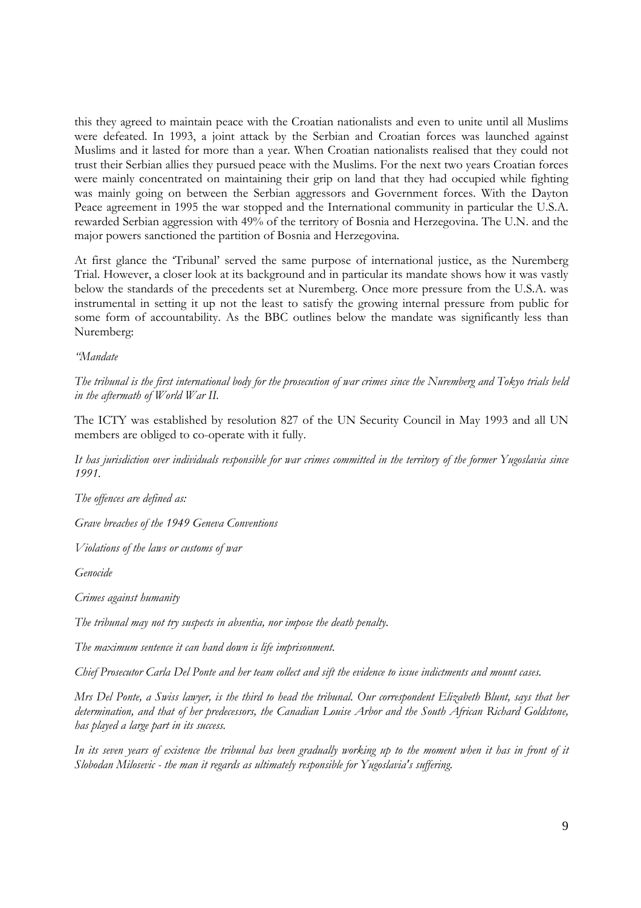this they agreed to maintain peace with the Croatian nationalists and even to unite until all Muslims were defeated. In 1993, a joint attack by the Serbian and Croatian forces was launched against Muslims and it lasted for more than a year. When Croatian nationalists realised that they could not trust their Serbian allies they pursued peace with the Muslims. For the next two years Croatian forces were mainly concentrated on maintaining their grip on land that they had occupied while fighting was mainly going on between the Serbian aggressors and Government forces. With the Dayton Peace agreement in 1995 the war stopped and the International community in particular the U.S.A. rewarded Serbian aggression with 49% of the territory of Bosnia and Herzegovina. The U.N. and the major powers sanctioned the partition of Bosnia and Herzegovina.

At first glance the 'Tribunal' served the same purpose of international justice, as the Nuremberg Trial. However, a closer look at its background and in particular its mandate shows how it was vastly below the standards of the precedents set at Nuremberg. Once more pressure from the U.S.A. was instrumental in setting it up not the least to satisfy the growing internal pressure from public for some form of accountability. As the BBC outlines below the mandate was significantly less than Nuremberg:

*"Mandate*

*The tribunal is the first international body for the prosecution of war crimes since the Nuremberg and Tokyo trials held in the aftermath of World War II.*

The ICTY was established by resolution 827 of the UN Security Council in May 1993 and all UN members are obliged to co-operate with it fully.

*It has jurisdiction over individuals responsible for war crimes committed in the territory of the former Yugoslavia since 1991.*

*The offences are defined as:*

*Grave breaches of the 1949 Geneva Conventions*

*Violations of the laws or customs of war*

*Genocide*

*Crimes against humanity*

*The tribunal may not try suspects in absentia, nor impose the death penalty.*

*The maximum sentence it can hand down is life imprisonment.*

*Chief Prosecutor Carla Del Ponte and her team collect and sift the evidence to issue indictments and mount cases.*

*Mrs Del Ponte, a Swiss lawyer, is the third to head the tribunal. Our correspondent Elizabeth Blunt, says that her determination, and that of her predecessors, the Canadian Louise Arbor and the South African Richard Goldstone, has played a large part in its success.*

*In its seven years of existence the tribunal has been gradually working up to the moment when it has in front of it Slobodan Milosevic - the man it regards as ultimately responsible for Yugoslavia's suffering.*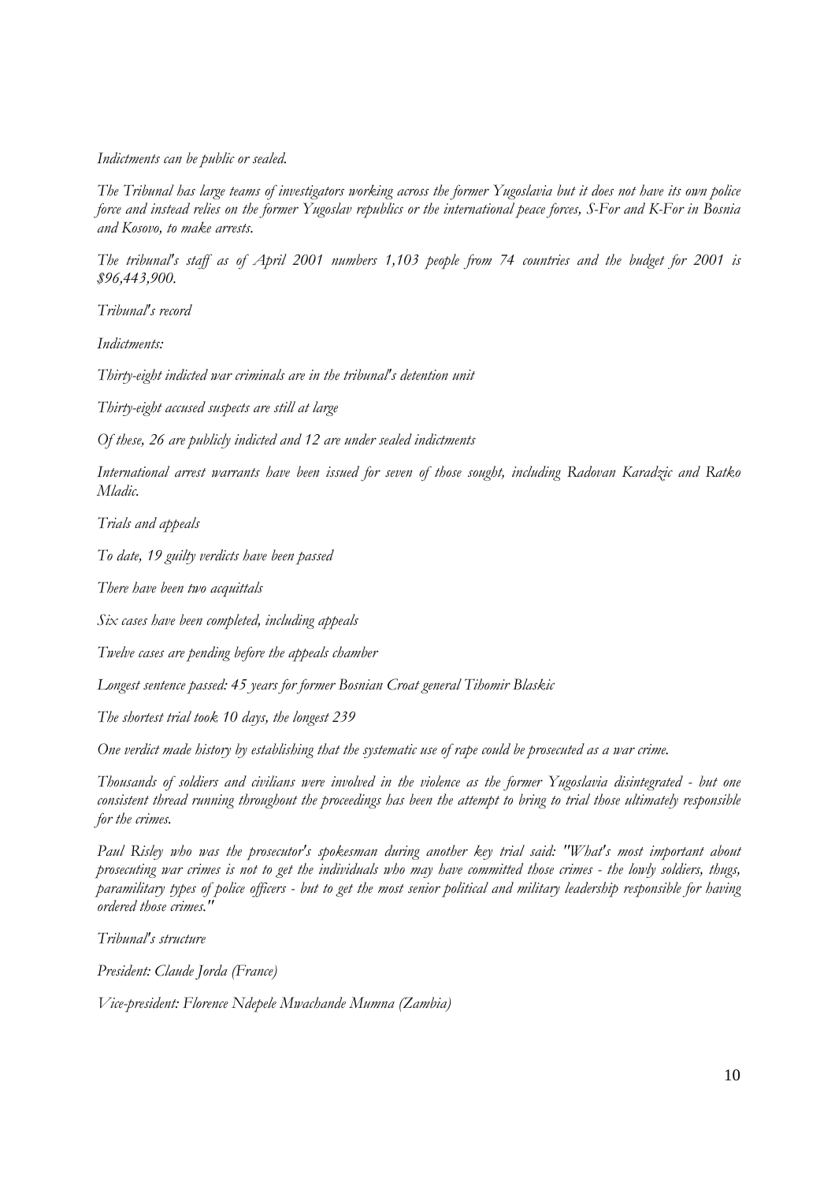*Indictments can be public or sealed.*

*The Tribunal has large teams of investigators working across the former Yugoslavia but it does not have its own police force and instead relies on the former Yugoslav republics or the international peace forces, S-For and K-For in Bosnia and Kosovo, to make arrests.*

*The tribunal's staff as of April 2001 numbers 1,103 people from 74 countries and the budget for 2001 is $96,443,900.*

*Tribunal's record*

*Indictments:*

*Thirty-eight indicted war criminals are in the tribunal's detention unit*

*Thirty-eight accused suspects are still at large*

*Of these, 26 are publicly indicted and 12 are under sealed indictments*

*International arrest warrants have been issued for seven of those sought, including Radovan Karadzic and Ratko Mladic.*

*Trials and appeals*

*To date, 19 guilty verdicts have been passed*

*There have been two acquittals*

*Six cases have been completed, including appeals*

*Twelve cases are pending before the appeals chamber*

*Longest sentence passed: 45 years for former Bosnian Croat general Tihomir Blaskic*

*The shortest trial took 10 days, the longest 239*

*One verdict made history by establishing that the systematic use of rape could be prosecuted as a war crime.*

*Thousands of soldiers and civilians were involved in the violence as the former Yugoslavia disintegrated - but one consistent thread running throughout the proceedings has been the attempt to bring to trial those ultimately responsible for the crimes.*

*Paul Risley who was the prosecutor's spokesman during another key trial said: "What's most important about prosecuting war crimes is not to get the individuals who may have committed those crimes - the lowly soldiers, thugs, paramilitary types of police officers - but to get the most senior political and military leadership responsible for having ordered those crimes."*

*Tribunal's structure*

*President: Claude Jorda (France)*

*Vice-president: Florence Ndepele Mwachande Mumna (Zambia)*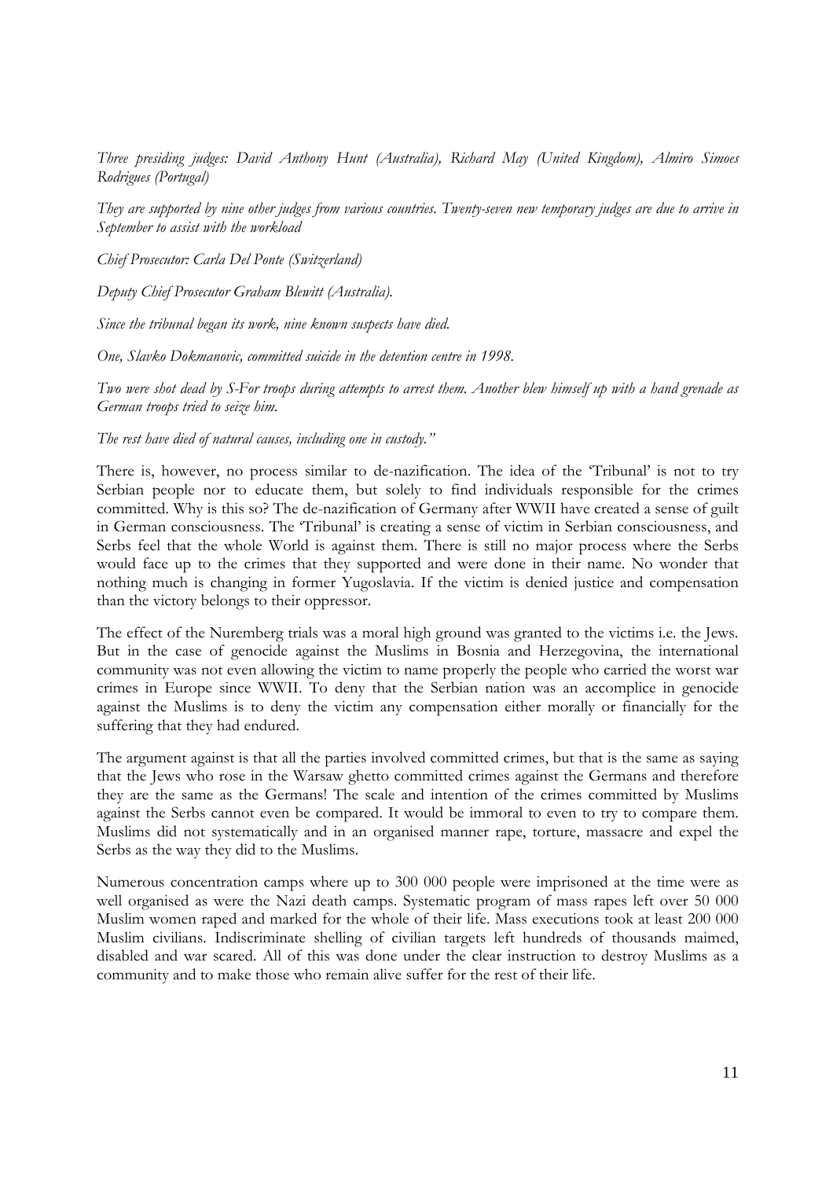*Three presiding judges: David Anthony Hunt (Australia), Richard May (United Kingdom), Almiro Simoes Rodrigues (Portugal)*

*They are supported by nine other judges from various countries. Twenty-seven new temporary judges are due to arrive in September to assist with the workload*

*Chief Prosecutor: Carla Del Ponte (Switzerland)*

*Deputy Chief Prosecutor Graham Blewitt (Australia).*

*Since the tribunal began its work, nine known suspects have died.*

*One, Slavko Dokmanovic, committed suicide in the detention centre in 1998.*

*Two were shot dead by S-For troops during attempts to arrest them. Another blew himself up with a hand grenade as German troops tried to seize him.*

*The rest have died of natural causes, including one in custody."*

There is, however, no process similar to de-nazification. The idea of the 'Tribunal' is not to try Serbian people nor to educate them, but solely to find individuals responsible for the crimes committed. Why is this so? The de-nazification of Germany after WWII have created a sense of guilt in German consciousness. The 'Tribunal' is creating a sense of victim in Serbian consciousness, and Serbs feel that the whole World is against them. There is still no major process where the Serbs would face up to the crimes that they supported and were done in their name. No wonder that nothing much is changing in former Yugoslavia. If the victim is denied justice and compensation than the victory belongs to their oppressor.

The effect of the Nuremberg trials was a moral high ground was granted to the victims i.e. the Jews. But in the case of genocide against the Muslims in Bosnia and Herzegovina, the international community was not even allowing the victim to name properly the people who carried the worst war crimes in Europe since WWII. To deny that the Serbian nation was an accomplice in genocide against the Muslims is to deny the victim any compensation either morally or financially for the suffering that they had endured.

The argument against is that all the parties involved committed crimes, but that is the same as saying that the Jews who rose in the Warsaw ghetto committed crimes against the Germans and therefore they are the same as the Germans! The scale and intention of the crimes committed by Muslims against the Serbs cannot even be compared. It would be immoral to even to try to compare them. Muslims did not systematically and in an organised manner rape, torture, massacre and expel the Serbs as the way they did to the Muslims.

Numerous concentration camps where up to 300 000 people were imprisoned at the time were as well organised as were the Nazi death camps. Systematic program of mass rapes left over 50 000 Muslim women raped and marked for the whole of their life. Mass executions took at least 200 000 Muslim civilians. Indiscriminate shelling of civilian targets left hundreds of thousands maimed, disabled and war scared. All of this was done under the clear instruction to destroy Muslims as a community and to make those who remain alive suffer for the rest of their life.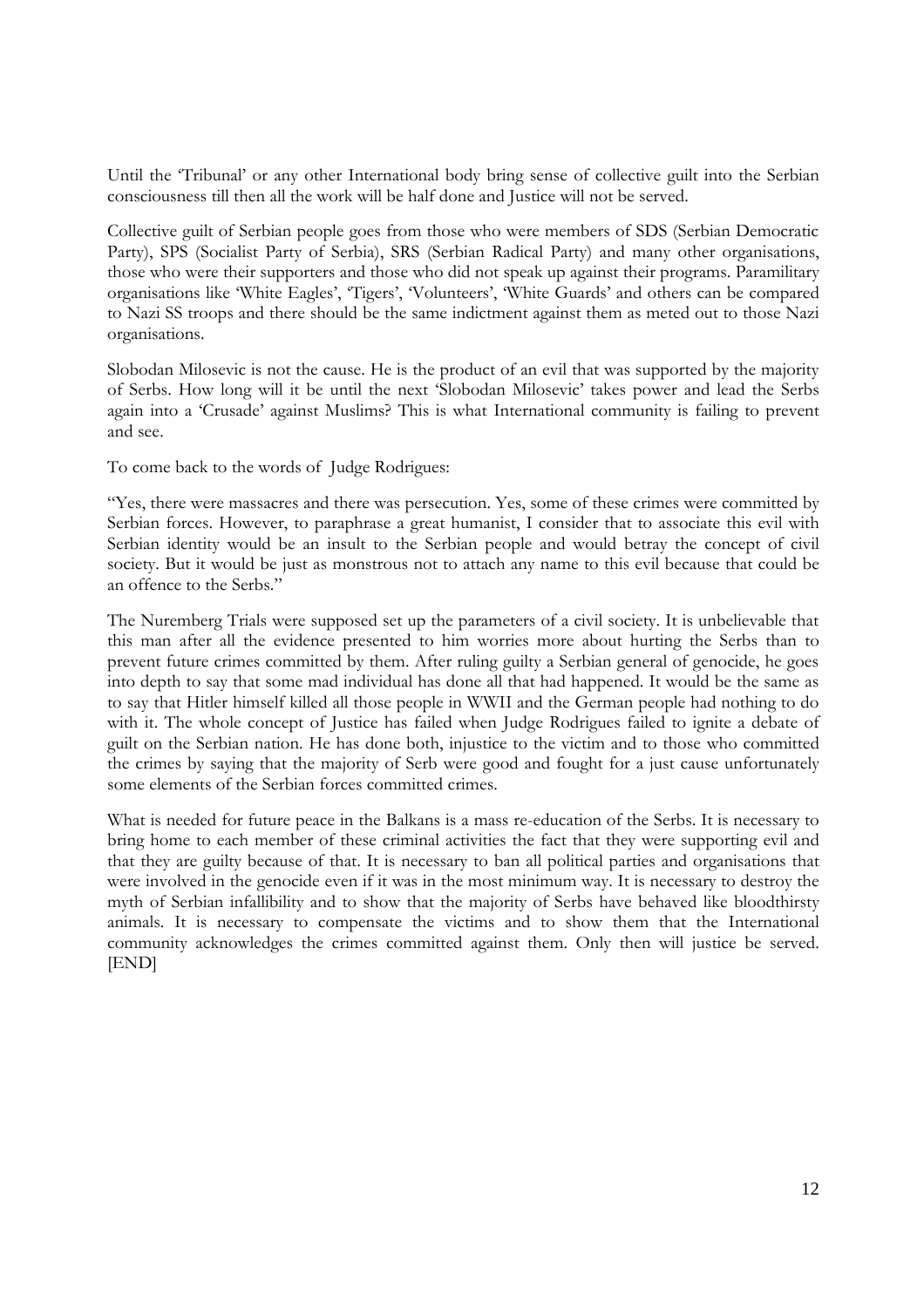Until the 'Tribunal' or any other International body bring sense of collective guilt into the Serbian consciousness till then all the work will be half done and Justice will not be served.

Collective guilt of Serbian people goes from those who were members of SDS (Serbian Democratic Party), SPS (Socialist Party of Serbia), SRS (Serbian Radical Party) and many other organisations, those who were their supporters and those who did not speak up against their programs. Paramilitary organisations like 'White Eagles', 'Tigers', 'Volunteers', 'White Guards' and others can be compared to Nazi SS troops and there should be the same indictment against them as meted out to those Nazi organisations.

Slobodan Milosevic is not the cause. He is the product of an evil that was supported by the majority of Serbs. How long will it be until the next 'Slobodan Milosevic' takes power and lead the Serbs again into a 'Crusade' against Muslims? This is what International community is failing to prevent and see.

To come back to the words of Judge Rodrigues:

"Yes, there were massacres and there was persecution. Yes, some of these crimes were committed by Serbian forces. However, to paraphrase a great humanist, I consider that to associate this evil with Serbian identity would be an insult to the Serbian people and would betray the concept of civil society. But it would be just as monstrous not to attach any name to this evil because that could be an offence to the Serbs."

The Nuremberg Trials were supposed set up the parameters of a civil society. It is unbelievable that this man after all the evidence presented to him worries more about hurting the Serbs than to prevent future crimes committed by them. After ruling guilty a Serbian general of genocide, he goes into depth to say that some mad individual has done all that had happened. It would be the same as to say that Hitler himself killed all those people in WWII and the German people had nothing to do with it. The whole concept of Justice has failed when Judge Rodrigues failed to ignite a debate of guilt on the Serbian nation. He has done both, injustice to the victim and to those who committed the crimes by saying that the majority of Serb were good and fought for a just cause unfortunately some elements of the Serbian forces committed crimes.

What is needed for future peace in the Balkans is a mass re-education of the Serbs. It is necessary to bring home to each member of these criminal activities the fact that they were supporting evil and that they are guilty because of that. It is necessary to ban all political parties and organisations that were involved in the genocide even if it was in the most minimum way. It is necessary to destroy the myth of Serbian infallibility and to show that the majority of Serbs have behaved like bloodthirsty animals. It is necessary to compensate the victims and to show them that the International community acknowledges the crimes committed against them. Only then will justice be served. [END]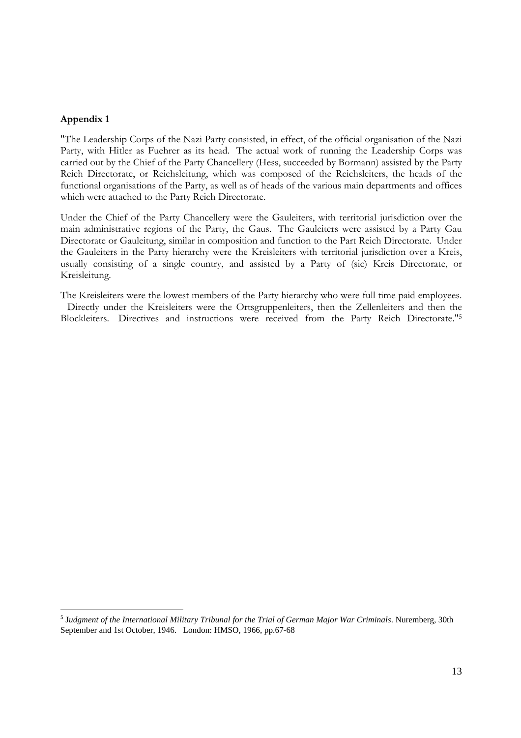**Appendix 1**

"The Leadership Corps of the Nazi Party consisted, in effect, of the official organisation of the Nazi Party, with Hitler as Fuehrer as its head. The actual work of running the Leadership Corps was carried out by the Chief of the Party Chancellery (Hess, succeeded by Bormann) assisted by the Party Reich Directorate, or Reichsleitung, which was composed of the Reichsleiters, the heads of the functional organisations of the Party, as well as of heads of the various main departments and offices which were attached to the Party Reich Directorate.

Under the Chief of the Party Chancellery were the Gauleiters, with territorial jurisdiction over the main administrative regions of the Party, the Gaus. The Gauleiters were assisted by a Party Gau Directorate or Gauleitung, similar in composition and function to the Part Reich Directorate. Under the Gauleiters in the Party hierarchy were the Kreisleiters with territorial jurisdiction over a Kreis, usually consisting of a single country, and assisted by a Party of (sic) Kreis Directorate, or Kreisleitung.

The Kreisleiters were the lowest members of the Party hierarchy who were full time paid employees. Directly under the Kreisleiters were the Ortsgruppenleiters, then the Zellenleiters and then the Blockleiters. Directives and instructions were received from the Party Reich Directorate."[5]

---

[5] *Judgment of the International Military Tribunal for the Trial of German Major War Criminals*. Nuremberg, 30th September and 1st October, 1946. London: HMSO, 1966, pp.67-68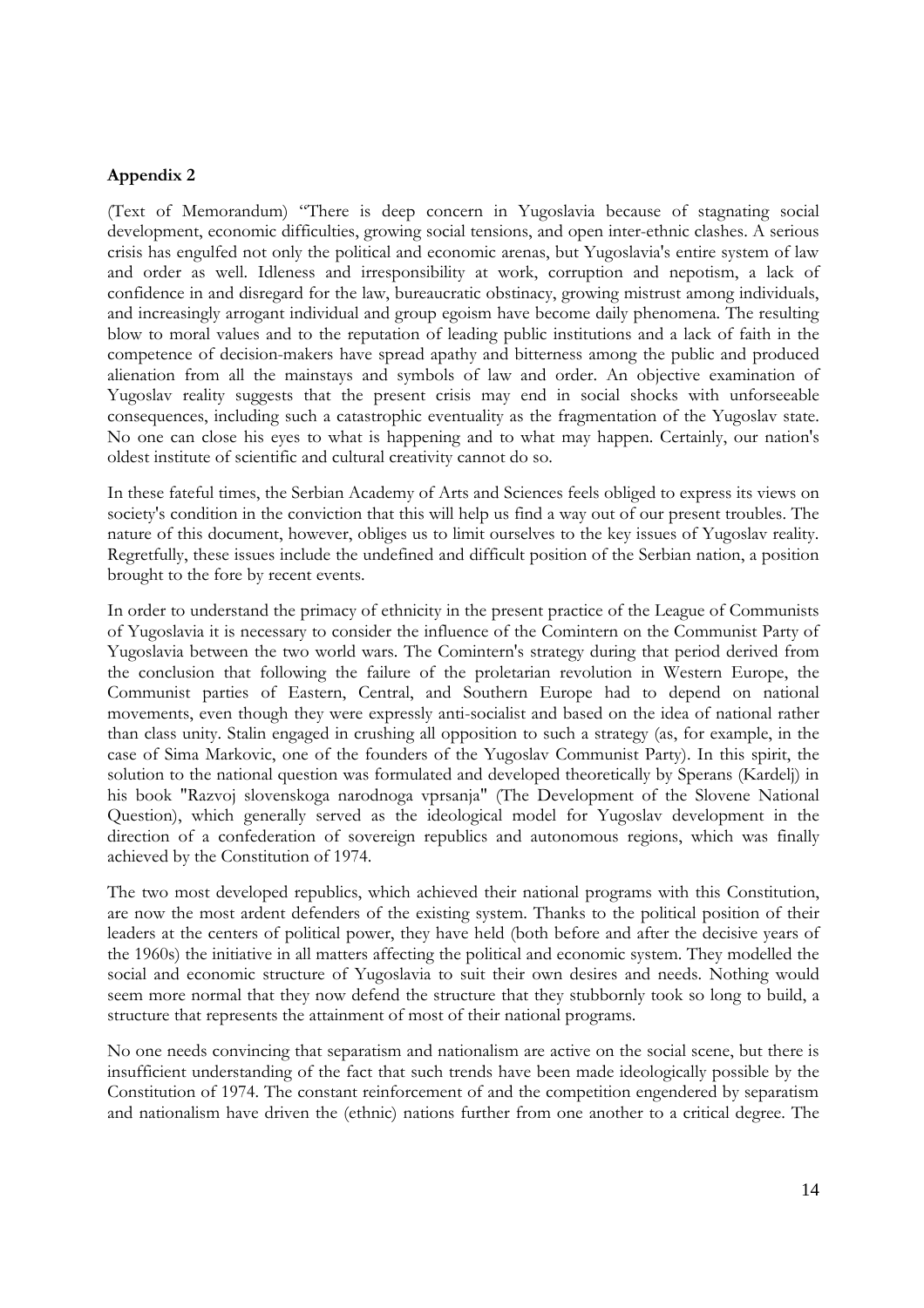**Appendix 2**

(Text of Memorandum) "There is deep concern in Yugoslavia because of stagnating social development, economic difficulties, growing social tensions, and open inter-ethnic clashes. A serious crisis has engulfed not only the political and economic arenas, but Yugoslavia's entire system of law and order as well. Idleness and irresponsibility at work, corruption and nepotism, a lack of confidence in and disregard for the law, bureaucratic obstinacy, growing mistrust among individuals, and increasingly arrogant individual and group egoism have become daily phenomena. The resulting blow to moral values and to the reputation of leading public institutions and a lack of faith in the competence of decision-makers have spread apathy and bitterness among the public and produced alienation from all the mainstays and symbols of law and order. An objective examination of Yugoslav reality suggests that the present crisis may end in social shocks with unforseeable consequences, including such a catastrophic eventuality as the fragmentation of the Yugoslav state. No one can close his eyes to what is happening and to what may happen. Certainly, our nation's oldest institute of scientific and cultural creativity cannot do so.

In these fateful times, the Serbian Academy of Arts and Sciences feels obliged to express its views on society's condition in the conviction that this will help us find a way out of our present troubles. The nature of this document, however, obliges us to limit ourselves to the key issues of Yugoslav reality. Regretfully, these issues include the undefined and difficult position of the Serbian nation, a position brought to the fore by recent events.

In order to understand the primacy of ethnicity in the present practice of the League of Communists of Yugoslavia it is necessary to consider the influence of the Comintern on the Communist Party of Yugoslavia between the two world wars. The Comintern's strategy during that period derived from the conclusion that following the failure of the proletarian revolution in Western Europe, the Communist parties of Eastern, Central, and Southern Europe had to depend on national movements, even though they were expressly anti-socialist and based on the idea of national rather than class unity. Stalin engaged in crushing all opposition to such a strategy (as, for example, in the case of Sima Markovic, one of the founders of the Yugoslav Communist Party). In this spirit, the solution to the national question was formulated and developed theoretically by Sperans (Kardelj) in his book "Razvoj slovenskoga narodnoga vprsanja" (The Development of the Slovene National Question), which generally served as the ideological model for Yugoslav development in the direction of a confederation of sovereign republics and autonomous regions, which was finally achieved by the Constitution of 1974.

The two most developed republics, which achieved their national programs with this Constitution, are now the most ardent defenders of the existing system. Thanks to the political position of their leaders at the centers of political power, they have held (both before and after the decisive years of the 1960s) the initiative in all matters affecting the political and economic system. They modelled the social and economic structure of Yugoslavia to suit their own desires and needs. Nothing would seem more normal that they now defend the structure that they stubbornly took so long to build, a structure that represents the attainment of most of their national programs.

No one needs convincing that separatism and nationalism are active on the social scene, but there is insufficient understanding of the fact that such trends have been made ideologically possible by the Constitution of 1974. The constant reinforcement of and the competition engendered by separatism and nationalism have driven the (ethnic) nations further from one another to a critical degree. The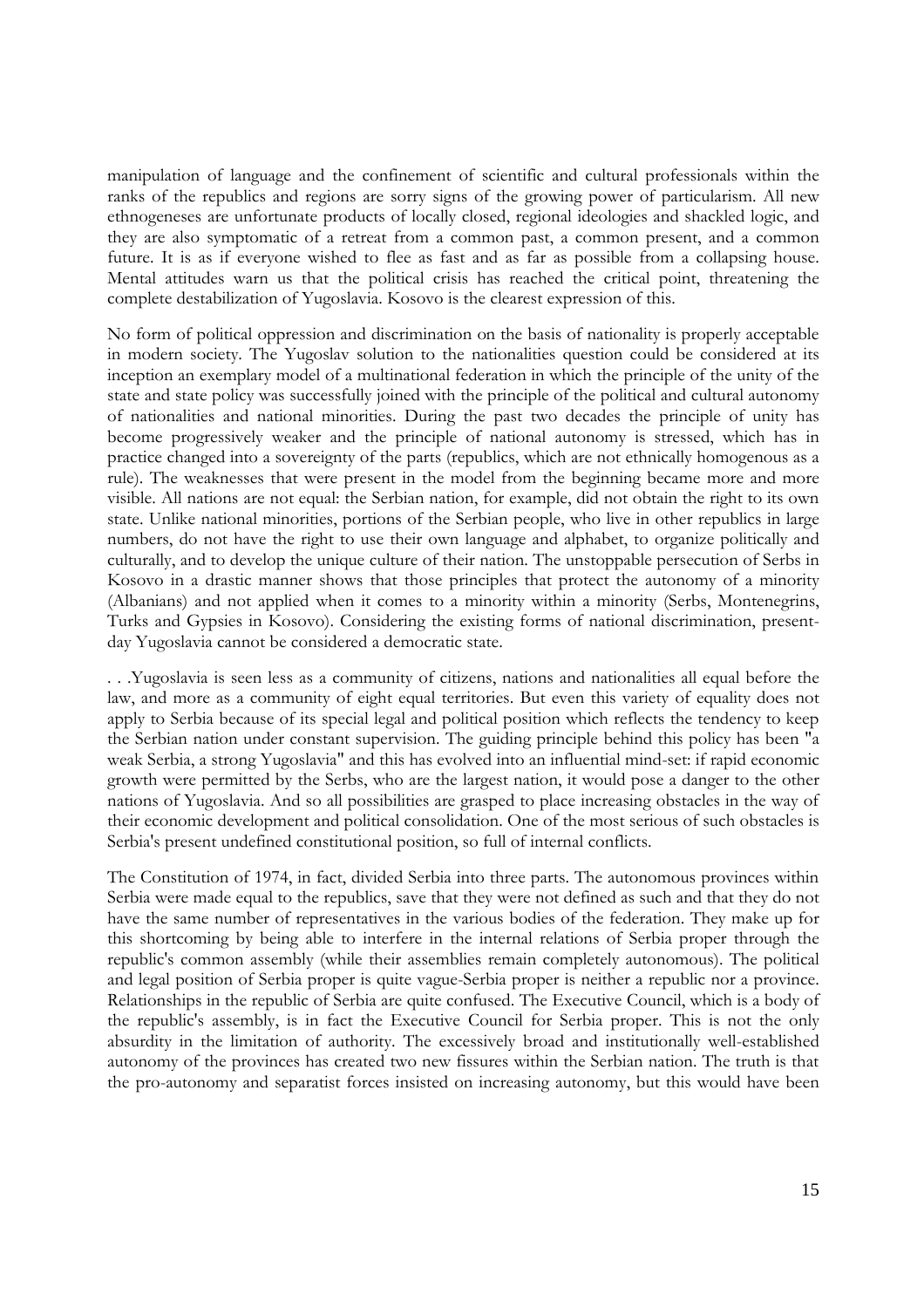manipulation of language and the confinement of scientific and cultural professionals within the ranks of the republics and regions are sorry signs of the growing power of particularism. All new ethnogeneses are unfortunate products of locally closed, regional ideologies and shackled logic, and they are also symptomatic of a retreat from a common past, a common present, and a common future. It is as if everyone wished to flee as fast and as far as possible from a collapsing house. Mental attitudes warn us that the political crisis has reached the critical point, threatening the complete destabilization of Yugoslavia. Kosovo is the clearest expression of this.

No form of political oppression and discrimination on the basis of nationality is properly acceptable in modern society. The Yugoslav solution to the nationalities question could be considered at its inception an exemplary model of a multinational federation in which the principle of the unity of the state and state policy was successfully joined with the principle of the political and cultural autonomy of nationalities and national minorities. During the past two decades the principle of unity has become progressively weaker and the principle of national autonomy is stressed, which has in practice changed into a sovereignty of the parts (republics, which are not ethnically homogenous as a rule). The weaknesses that were present in the model from the beginning became more and more visible. All nations are not equal: the Serbian nation, for example, did not obtain the right to its own state. Unlike national minorities, portions of the Serbian people, who live in other republics in large numbers, do not have the right to use their own language and alphabet, to organize politically and culturally, and to develop the unique culture of their nation. The unstoppable persecution of Serbs in Kosovo in a drastic manner shows that those principles that protect the autonomy of a minority (Albanians) and not applied when it comes to a minority within a minority (Serbs, Montenegrins, Turks and Gypsies in Kosovo). Considering the existing forms of national discrimination, present-day Yugoslavia cannot be considered a democratic state.

. . .Yugoslavia is seen less as a community of citizens, nations and nationalities all equal before the law, and more as a community of eight equal territories. But even this variety of equality does not apply to Serbia because of its special legal and political position which reflects the tendency to keep the Serbian nation under constant supervision. The guiding principle behind this policy has been "a weak Serbia, a strong Yugoslavia" and this has evolved into an influential mind-set: if rapid economic growth were permitted by the Serbs, who are the largest nation, it would pose a danger to the other nations of Yugoslavia. And so all possibilities are grasped to place increasing obstacles in the way of their economic development and political consolidation. One of the most serious of such obstacles is Serbia's present undefined constitutional position, so full of internal conflicts.

The Constitution of 1974, in fact, divided Serbia into three parts. The autonomous provinces within Serbia were made equal to the republics, save that they were not defined as such and that they do not have the same number of representatives in the various bodies of the federation. They make up for this shortcoming by being able to interfere in the internal relations of Serbia proper through the republic's common assembly (while their assemblies remain completely autonomous). The political and legal position of Serbia proper is quite vague-Serbia proper is neither a republic nor a province. Relationships in the republic of Serbia are quite confused. The Executive Council, which is a body of the republic's assembly, is in fact the Executive Council for Serbia proper. This is not the only absurdity in the limitation of authority. The excessively broad and institutionally well-established autonomy of the provinces has created two new fissures within the Serbian nation. The truth is that the pro-autonomy and separatist forces insisted on increasing autonomy, but this would have been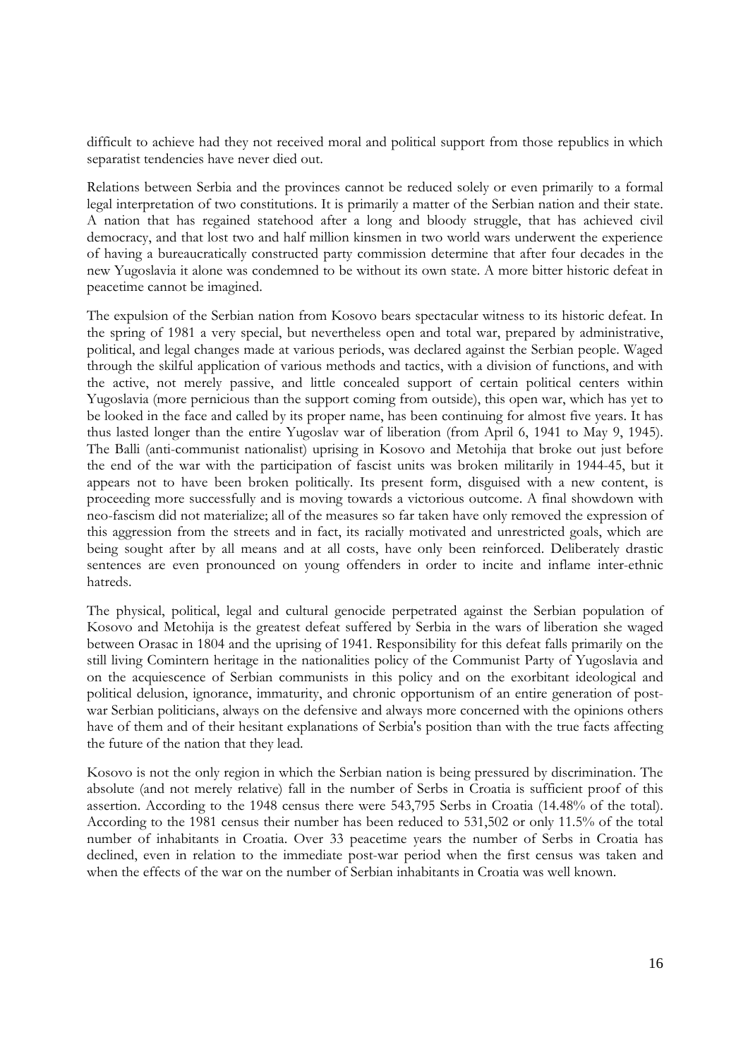difficult to achieve had they not received moral and political support from those republics in which separatist tendencies have never died out.

Relations between Serbia and the provinces cannot be reduced solely or even primarily to a formal legal interpretation of two constitutions. It is primarily a matter of the Serbian nation and their state. A nation that has regained statehood after a long and bloody struggle, that has achieved civil democracy, and that lost two and half million kinsmen in two world wars underwent the experience of having a bureaucratically constructed party commission determine that after four decades in the new Yugoslavia it alone was condemned to be without its own state. A more bitter historic defeat in peacetime cannot be imagined.

The expulsion of the Serbian nation from Kosovo bears spectacular witness to its historic defeat. In the spring of 1981 a very special, but nevertheless open and total war, prepared by administrative, political, and legal changes made at various periods, was declared against the Serbian people. Waged through the skilful application of various methods and tactics, with a division of functions, and with the active, not merely passive, and little concealed support of certain political centers within Yugoslavia (more pernicious than the support coming from outside), this open war, which has yet to be looked in the face and called by its proper name, has been continuing for almost five years. It has thus lasted longer than the entire Yugoslav war of liberation (from April 6, 1941 to May 9, 1945). The Balli (anti-communist nationalist) uprising in Kosovo and Metohija that broke out just before the end of the war with the participation of fascist units was broken militarily in 1944-45, but it appears not to have been broken politically. Its present form, disguised with a new content, is proceeding more successfully and is moving towards a victorious outcome. A final showdown with neo-fascism did not materialize; all of the measures so far taken have only removed the expression of this aggression from the streets and in fact, its racially motivated and unrestricted goals, which are being sought after by all means and at all costs, have only been reinforced. Deliberately drastic sentences are even pronounced on young offenders in order to incite and inflame inter-ethnic hatreds.

The physical, political, legal and cultural genocide perpetrated against the Serbian population of Kosovo and Metohija is the greatest defeat suffered by Serbia in the wars of liberation she waged between Orasac in 1804 and the uprising of 1941. Responsibility for this defeat falls primarily on the still living Comintern heritage in the nationalities policy of the Communist Party of Yugoslavia and on the acquiescence of Serbian communists in this policy and on the exorbitant ideological and political delusion, ignorance, immaturity, and chronic opportunism of an entire generation of post-war Serbian politicians, always on the defensive and always more concerned with the opinions others have of them and of their hesitant explanations of Serbia's position than with the true facts affecting the future of the nation that they lead.

Kosovo is not the only region in which the Serbian nation is being pressured by discrimination. The absolute (and not merely relative) fall in the number of Serbs in Croatia is sufficient proof of this assertion. According to the 1948 census there were 543,795 Serbs in Croatia (14.48% of the total). According to the 1981 census their number has been reduced to 531,502 or only 11.5% of the total number of inhabitants in Croatia. Over 33 peacetime years the number of Serbs in Croatia has declined, even in relation to the immediate post-war period when the first census was taken and when the effects of the war on the number of Serbian inhabitants in Croatia was well known.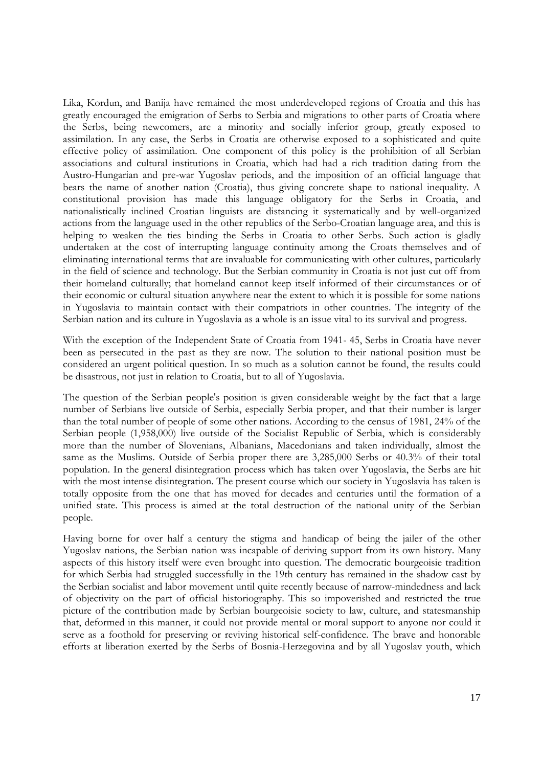Lika, Kordun, and Banija have remained the most underdeveloped regions of Croatia and this has greatly encouraged the emigration of Serbs to Serbia and migrations to other parts of Croatia where the Serbs, being newcomers, are a minority and socially inferior group, greatly exposed to assimilation. In any case, the Serbs in Croatia are otherwise exposed to a sophisticated and quite effective policy of assimilation. One component of this policy is the prohibition of all Serbian associations and cultural institutions in Croatia, which had had a rich tradition dating from the Austro-Hungarian and pre-war Yugoslav periods, and the imposition of an official language that bears the name of another nation (Croatia), thus giving concrete shape to national inequality. A constitutional provision has made this language obligatory for the Serbs in Croatia, and nationalistically inclined Croatian linguists are distancing it systematically and by well-organized actions from the language used in the other republics of the Serbo-Croatian language area, and this is helping to weaken the ties binding the Serbs in Croatia to other Serbs. Such action is gladly undertaken at the cost of interrupting language continuity among the Croats themselves and of eliminating international terms that are invaluable for communicating with other cultures, particularly in the field of science and technology. But the Serbian community in Croatia is not just cut off from their homeland culturally; that homeland cannot keep itself informed of their circumstances or of their economic or cultural situation anywhere near the extent to which it is possible for some nations in Yugoslavia to maintain contact with their compatriots in other countries. The integrity of the Serbian nation and its culture in Yugoslavia as a whole is an issue vital to its survival and progress.

With the exception of the Independent State of Croatia from 1941- 45, Serbs in Croatia have never been as persecuted in the past as they are now. The solution to their national position must be considered an urgent political question. In so much as a solution cannot be found, the results could be disastrous, not just in relation to Croatia, but to all of Yugoslavia.

The question of the Serbian people's position is given considerable weight by the fact that a large number of Serbians live outside of Serbia, especially Serbia proper, and that their number is larger than the total number of people of some other nations. According to the census of 1981, 24% of the Serbian people (1,958,000) live outside of the Socialist Republic of Serbia, which is considerably more than the number of Slovenians, Albanians, Macedonians and taken individually, almost the same as the Muslims. Outside of Serbia proper there are 3,285,000 Serbs or 40.3% of their total population. In the general disintegration process which has taken over Yugoslavia, the Serbs are hit with the most intense disintegration. The present course which our society in Yugoslavia has taken is totally opposite from the one that has moved for decades and centuries until the formation of a unified state. This process is aimed at the total destruction of the national unity of the Serbian people.

Having borne for over half a century the stigma and handicap of being the jailer of the other Yugoslav nations, the Serbian nation was incapable of deriving support from its own history. Many aspects of this history itself were even brought into question. The democratic bourgeoisie tradition for which Serbia had struggled successfully in the 19th century has remained in the shadow cast by the Serbian socialist and labor movement until quite recently because of narrow-mindedness and lack of objectivity on the part of official historiography. This so impoverished and restricted the true picture of the contribution made by Serbian bourgeoisie society to law, culture, and statesmanship that, deformed in this manner, it could not provide mental or moral support to anyone nor could it serve as a foothold for preserving or reviving historical self-confidence. The brave and honorable efforts at liberation exerted by the Serbs of Bosnia-Herzegovina and by all Yugoslav youth, which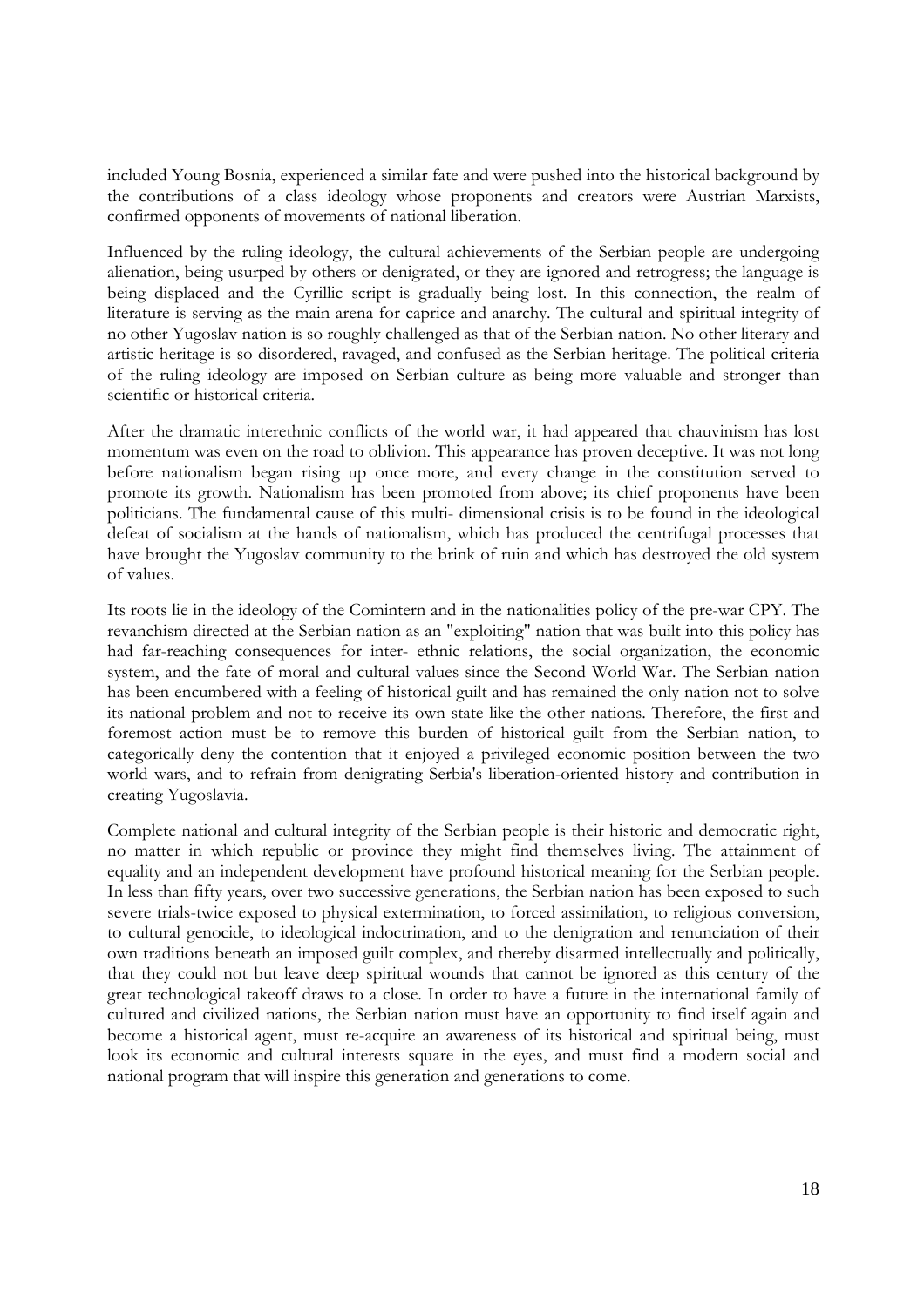included Young Bosnia, experienced a similar fate and were pushed into the historical background by the contributions of a class ideology whose proponents and creators were Austrian Marxists, confirmed opponents of movements of national liberation.

Influenced by the ruling ideology, the cultural achievements of the Serbian people are undergoing alienation, being usurped by others or denigrated, or they are ignored and retrogress; the language is being displaced and the Cyrillic script is gradually being lost. In this connection, the realm of literature is serving as the main arena for caprice and anarchy. The cultural and spiritual integrity of no other Yugoslav nation is so roughly challenged as that of the Serbian nation. No other literary and artistic heritage is so disordered, ravaged, and confused as the Serbian heritage. The political criteria of the ruling ideology are imposed on Serbian culture as being more valuable and stronger than scientific or historical criteria.

After the dramatic interethnic conflicts of the world war, it had appeared that chauvinism has lost momentum was even on the road to oblivion. This appearance has proven deceptive. It was not long before nationalism began rising up once more, and every change in the constitution served to promote its growth. Nationalism has been promoted from above; its chief proponents have been politicians. The fundamental cause of this multi- dimensional crisis is to be found in the ideological defeat of socialism at the hands of nationalism, which has produced the centrifugal processes that have brought the Yugoslav community to the brink of ruin and which has destroyed the old system of values.

Its roots lie in the ideology of the Comintern and in the nationalities policy of the pre-war CPY. The revanchism directed at the Serbian nation as an "exploiting" nation that was built into this policy has had far-reaching consequences for inter- ethnic relations, the social organization, the economic system, and the fate of moral and cultural values since the Second World War. The Serbian nation has been encumbered with a feeling of historical guilt and has remained the only nation not to solve its national problem and not to receive its own state like the other nations. Therefore, the first and foremost action must be to remove this burden of historical guilt from the Serbian nation, to categorically deny the contention that it enjoyed a privileged economic position between the two world wars, and to refrain from denigrating Serbia's liberation-oriented history and contribution in creating Yugoslavia.

Complete national and cultural integrity of the Serbian people is their historic and democratic right, no matter in which republic or province they might find themselves living. The attainment of equality and an independent development have profound historical meaning for the Serbian people. In less than fifty years, over two successive generations, the Serbian nation has been exposed to such severe trials-twice exposed to physical extermination, to forced assimilation, to religious conversion, to cultural genocide, to ideological indoctrination, and to the denigration and renunciation of their own traditions beneath an imposed guilt complex, and thereby disarmed intellectually and politically, that they could not but leave deep spiritual wounds that cannot be ignored as this century of the great technological takeoff draws to a close. In order to have a future in the international family of cultured and civilized nations, the Serbian nation must have an opportunity to find itself again and become a historical agent, must re-acquire an awareness of its historical and spiritual being, must look its economic and cultural interests square in the eyes, and must find a modern social and national program that will inspire this generation and generations to come.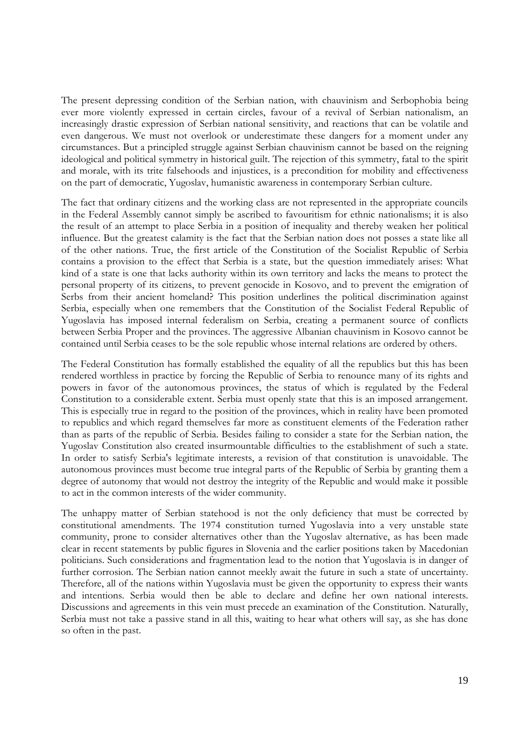The present depressing condition of the Serbian nation, with chauvinism and Serbophobia being ever more violently expressed in certain circles, favour of a revival of Serbian nationalism, an increasingly drastic expression of Serbian national sensitivity, and reactions that can be volatile and even dangerous. We must not overlook or underestimate these dangers for a moment under any circumstances. But a principled struggle against Serbian chauvinism cannot be based on the reigning ideological and political symmetry in historical guilt. The rejection of this symmetry, fatal to the spirit and morale, with its trite falsehoods and injustices, is a precondition for mobility and effectiveness on the part of democratic, Yugoslav, humanistic awareness in contemporary Serbian culture.

The fact that ordinary citizens and the working class are not represented in the appropriate councils in the Federal Assembly cannot simply be ascribed to favouritism for ethnic nationalisms; it is also the result of an attempt to place Serbia in a position of inequality and thereby weaken her political influence. But the greatest calamity is the fact that the Serbian nation does not posses a state like all of the other nations. True, the first article of the Constitution of the Socialist Republic of Serbia contains a provision to the effect that Serbia is a state, but the question immediately arises: What kind of a state is one that lacks authority within its own territory and lacks the means to protect the personal property of its citizens, to prevent genocide in Kosovo, and to prevent the emigration of Serbs from their ancient homeland? This position underlines the political discrimination against Serbia, especially when one remembers that the Constitution of the Socialist Federal Republic of Yugoslavia has imposed internal federalism on Serbia, creating a permanent source of conflicts between Serbia Proper and the provinces. The aggressive Albanian chauvinism in Kosovo cannot be contained until Serbia ceases to be the sole republic whose internal relations are ordered by others.

The Federal Constitution has formally established the equality of all the republics but this has been rendered worthless in practice by forcing the Republic of Serbia to renounce many of its rights and powers in favor of the autonomous provinces, the status of which is regulated by the Federal Constitution to a considerable extent. Serbia must openly state that this is an imposed arrangement. This is especially true in regard to the position of the provinces, which in reality have been promoted to republics and which regard themselves far more as constituent elements of the Federation rather than as parts of the republic of Serbia. Besides failing to consider a state for the Serbian nation, the Yugoslav Constitution also created insurmountable difficulties to the establishment of such a state. In order to satisfy Serbia's legitimate interests, a revision of that constitution is unavoidable. The autonomous provinces must become true integral parts of the Republic of Serbia by granting them a degree of autonomy that would not destroy the integrity of the Republic and would make it possible to act in the common interests of the wider community.

The unhappy matter of Serbian statehood is not the only deficiency that must be corrected by constitutional amendments. The 1974 constitution turned Yugoslavia into a very unstable state community, prone to consider alternatives other than the Yugoslav alternative, as has been made clear in recent statements by public figures in Slovenia and the earlier positions taken by Macedonian politicians. Such considerations and fragmentation lead to the notion that Yugoslavia is in danger of further corrosion. The Serbian nation cannot meekly await the future in such a state of uncertainty. Therefore, all of the nations within Yugoslavia must be given the opportunity to express their wants and intentions. Serbia would then be able to declare and define her own national interests. Discussions and agreements in this vein must precede an examination of the Constitution. Naturally, Serbia must not take a passive stand in all this, waiting to hear what others will say, as she has done so often in the past.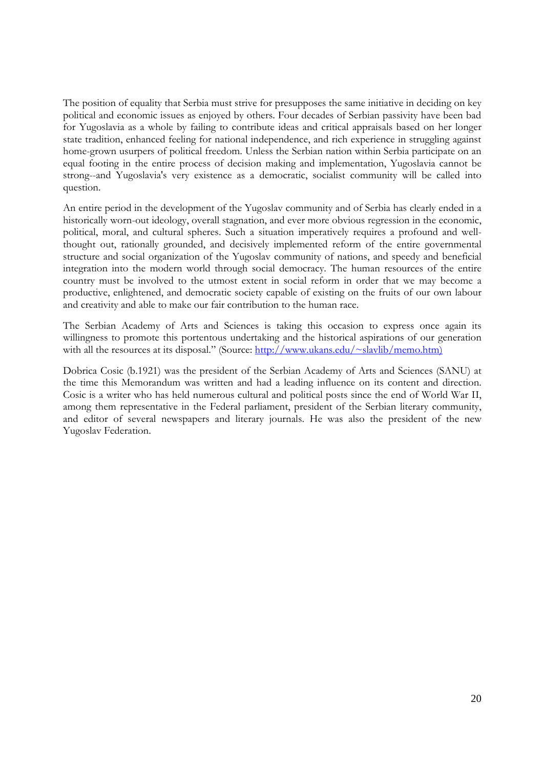The position of equality that Serbia must strive for presupposes the same initiative in deciding on key political and economic issues as enjoyed by others. Four decades of Serbian passivity have been bad for Yugoslavia as a whole by failing to contribute ideas and critical appraisals based on her longer state tradition, enhanced feeling for national independence, and rich experience in struggling against home-grown usurpers of political freedom. Unless the Serbian nation within Serbia participate on an equal footing in the entire process of decision making and implementation, Yugoslavia cannot be strong--and Yugoslavia's very existence as a democratic, socialist community will be called into question.

An entire period in the development of the Yugoslav community and of Serbia has clearly ended in a historically worn-out ideology, overall stagnation, and ever more obvious regression in the economic, political, moral, and cultural spheres. Such a situation imperatively requires a profound and well-thought out, rationally grounded, and decisively implemented reform of the entire governmental structure and social organization of the Yugoslav community of nations, and speedy and beneficial integration into the modern world through social democracy. The human resources of the entire country must be involved to the utmost extent in social reform in order that we may become a productive, enlightened, and democratic society capable of existing on the fruits of our own labour and creativity and able to make our fair contribution to the human race.

The Serbian Academy of Arts and Sciences is taking this occasion to express once again its willingness to promote this portentous undertaking and the historical aspirations of our generation with all the resources at its disposal." (Source: http://www.ukans.edu/~slavlib/memo.htm)

Dobrica Cosic (b.1921) was the president of the Serbian Academy of Arts and Sciences (SANU) at the time this Memorandum was written and had a leading influence on its content and direction. Cosic is a writer who has held numerous cultural and political posts since the end of World War II, among them representative in the Federal parliament, president of the Serbian literary community, and editor of several newspapers and literary journals. He was also the president of the new Yugoslav Federation.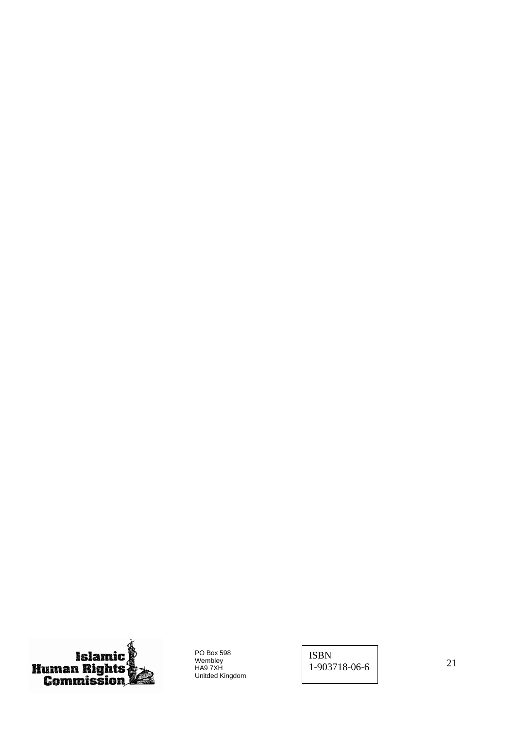Islamic Human Rights Commission

PO Box 598
Wembley
HA9 7XH
Unitded Kingdom

ISBN
1-903718-06-6